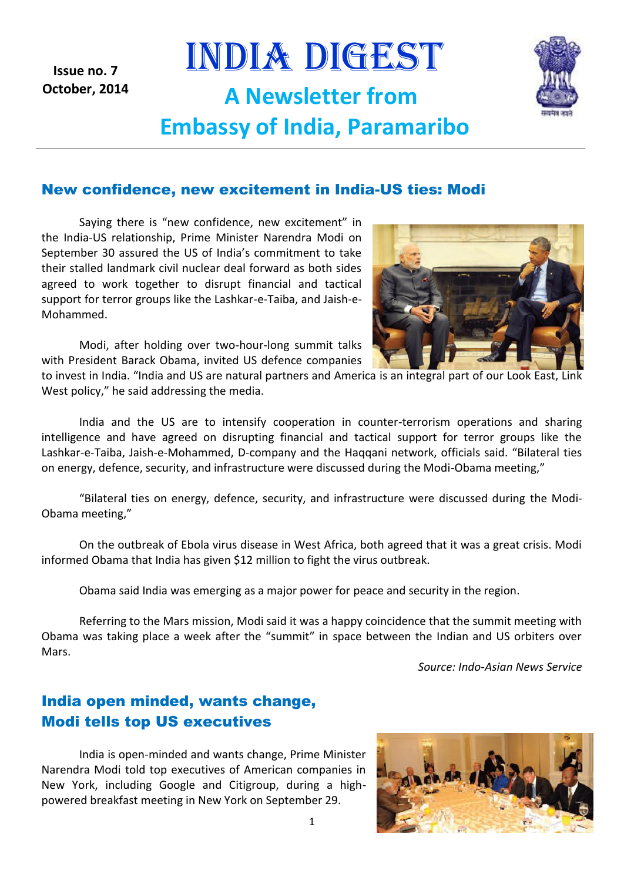Issue no. 7
October, 2014

# INDIA DIGEST

## A Newsletter from Embassy of India, Paramaribo

## New confidence, new excitement in India-US ties: Modi

Saying there is "new confidence, new excitement" in the India-US relationship, Prime Minister Narendra Modi on September 30 assured the US of India's commitment to take their stalled landmark civil nuclear deal forward as both sides agreed to work together to disrupt financial and tactical support for terror groups like the Lashkar-e-Taiba, and Jaish-e-Mohammed.

Modi, after holding over two-hour-long summit talks with President Barack Obama, invited US defence companies to invest in India. "India and US are natural partners and America is an integral part of our Look East, Link West policy," he said addressing the media.

India and the US are to intensify cooperation in counter-terrorism operations and sharing intelligence and have agreed on disrupting financial and tactical support for terror groups like the Lashkar-e-Taiba, Jaish-e-Mohammed, D-company and the Haqqani network, officials said. "Bilateral ties on energy, defence, security, and infrastructure were discussed during the Modi-Obama meeting,"

"Bilateral ties on energy, defence, security, and infrastructure were discussed during the Modi-Obama meeting,"

On the outbreak of Ebola virus disease in West Africa, both agreed that it was a great crisis. Modi informed Obama that India has given $12 million to fight the virus outbreak.

Obama said India was emerging as a major power for peace and security in the region.

Referring to the Mars mission, Modi said it was a happy coincidence that the summit meeting with Obama was taking place a week after the "summit" in space between the Indian and US orbiters over Mars.

*Source: Indo-Asian News Service*

## India open minded, wants change, Modi tells top US executives

India is open-minded and wants change, Prime Minister Narendra Modi told top executives of American companies in New York, including Google and Citigroup, during a high-powered breakfast meeting in New York on September 29.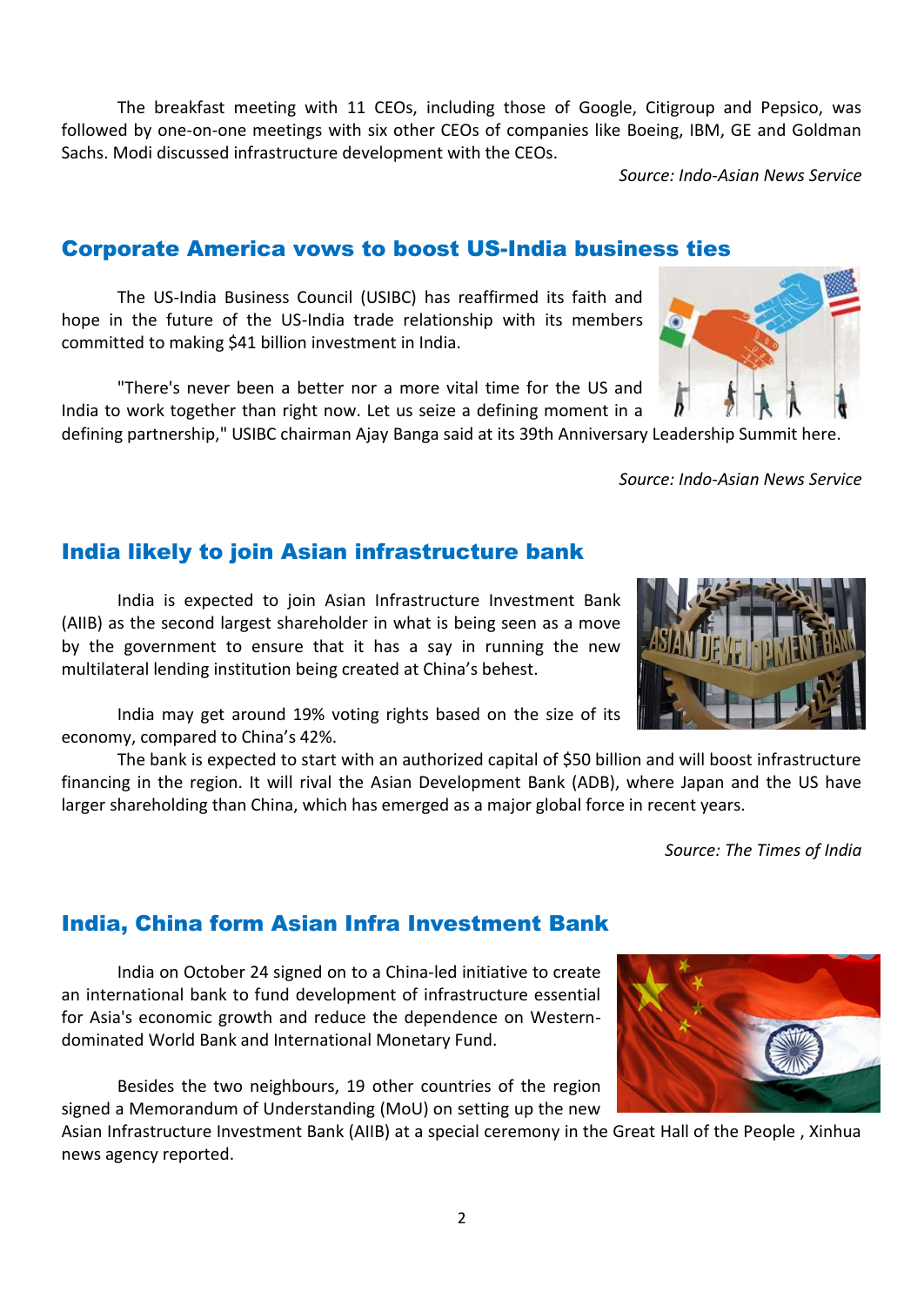The breakfast meeting with 11 CEOs, including those of Google, Citigroup and Pepsico, was followed by one-on-one meetings with six other CEOs of companies like Boeing, IBM, GE and Goldman Sachs. Modi discussed infrastructure development with the CEOs.

*Source: Indo-Asian News Service*

## Corporate America vows to boost US-India business ties

The US-India Business Council (USIBC) has reaffirmed its faith and hope in the future of the US-India trade relationship with its members committed to making $41 billion investment in India.

"There's never been a better nor a more vital time for the US and India to work together than right now. Let us seize a defining moment in a defining partnership," USIBC chairman Ajay Banga said at its 39th Anniversary Leadership Summit here.

*Source: Indo-Asian News Service*

## India likely to join Asian infrastructure bank

India is expected to join Asian Infrastructure Investment Bank (AIIB) as the second largest shareholder in what is being seen as a move by the government to ensure that it has a say in running the new multilateral lending institution being created at China's behest.

India may get around 19% voting rights based on the size of its economy, compared to China's 42%.

The bank is expected to start with an authorized capital of $50 billion and will boost infrastructure financing in the region. It will rival the Asian Development Bank (ADB), where Japan and the US have larger shareholding than China, which has emerged as a major global force in recent years.

*Source: The Times of India*

## India, China form Asian Infra Investment Bank

India on October 24 signed on to a China-led initiative to create an international bank to fund development of infrastructure essential for Asia's economic growth and reduce the dependence on Western-dominated World Bank and International Monetary Fund.

Besides the two neighbours, 19 other countries of the region signed a Memorandum of Understanding (MoU) on setting up the new Asian Infrastructure Investment Bank (AIIB) at a special ceremony in the Great Hall of the People , Xinhua news agency reported.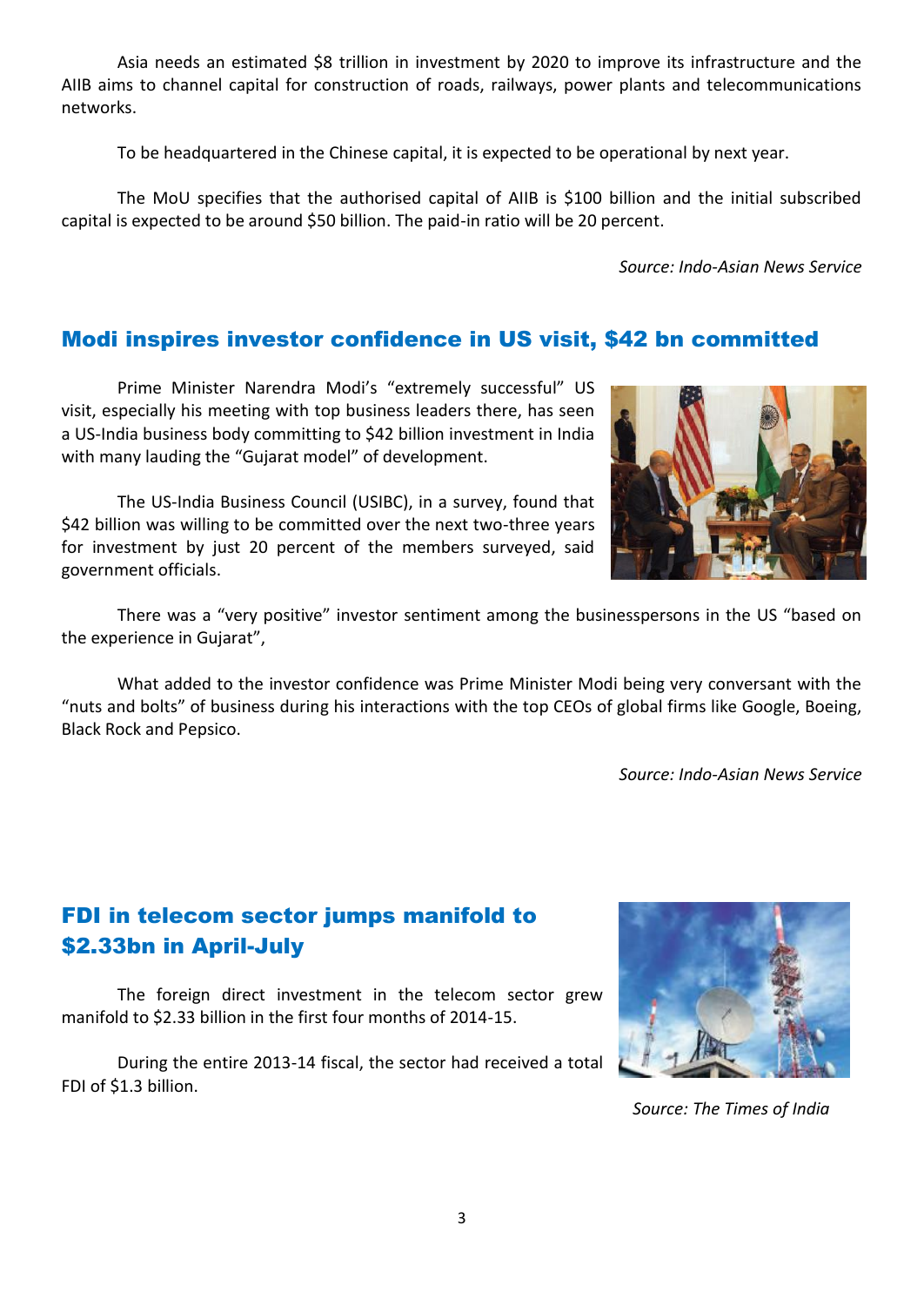Asia needs an estimated $8 trillion in investment by 2020 to improve its infrastructure and the AIIB aims to channel capital for construction of roads, railways, power plants and telecommunications networks.

To be headquartered in the Chinese capital, it is expected to be operational by next year.

The MoU specifies that the authorised capital of AIIB is $100 billion and the initial subscribed capital is expected to be around $50 billion. The paid-in ratio will be 20 percent.

*Source: Indo-Asian News Service*

## Modi inspires investor confidence in US visit, $42 bn committed

Prime Minister Narendra Modi's "extremely successful" US visit, especially his meeting with top business leaders there, has seen a US-India business body committing to $42 billion investment in India with many lauding the "Gujarat model" of development.

The US-India Business Council (USIBC), in a survey, found that $42 billion was willing to be committed over the next two-three years for investment by just 20 percent of the members surveyed, said government officials.

There was a "very positive" investor sentiment among the businesspersons in the US "based on the experience in Gujarat",

What added to the investor confidence was Prime Minister Modi being very conversant with the "nuts and bolts" of business during his interactions with the top CEOs of global firms like Google, Boeing, Black Rock and Pepsico.

*Source: Indo-Asian News Service*

## FDI in telecom sector jumps manifold to $2.33bn in April-July

The foreign direct investment in the telecom sector grew manifold to $2.33 billion in the first four months of 2014-15.

During the entire 2013-14 fiscal, the sector had received a total FDI of $1.3 billion.

*Source: The Times of India*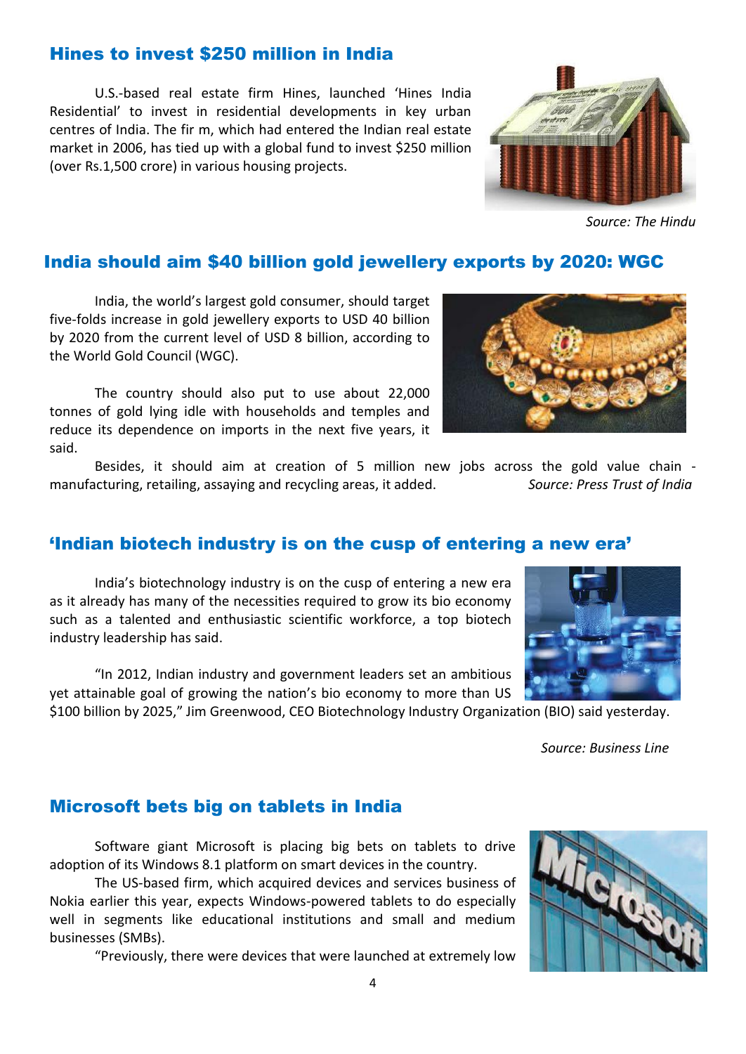## Hines to invest $250 million in India

U.S.-based real estate firm Hines, launched 'Hines India Residential' to invest in residential developments in key urban centres of India. The fir m, which had entered the Indian real estate market in 2006, has tied up with a global fund to invest $250 million (over Rs.1,500 crore) in various housing projects.

*Source: The Hindu*

## India should aim $40 billion gold jewellery exports by 2020: WGC

India, the world's largest gold consumer, should target five-folds increase in gold jewellery exports to USD 40 billion by 2020 from the current level of USD 8 billion, according to the World Gold Council (WGC).

The country should also put to use about 22,000 tonnes of gold lying idle with households and temples and reduce its dependence on imports in the next five years, it said.

Besides, it should aim at creation of 5 million new jobs across the gold value chain - manufacturing, retailing, assaying and recycling areas, it added.

*Source: Press Trust of India*

## 'Indian biotech industry is on the cusp of entering a new era'

India's biotechnology industry is on the cusp of entering a new era as it already has many of the necessities required to grow its bio economy such as a talented and enthusiastic scientific workforce, a top biotech industry leadership has said.

"In 2012, Indian industry and government leaders set an ambitious yet attainable goal of growing the nation's bio economy to more than US $100 billion by 2025," Jim Greenwood, CEO Biotechnology Industry Organization (BIO) said yesterday.

*Source: Business Line*

## Microsoft bets big on tablets in India

Software giant Microsoft is placing big bets on tablets to drive adoption of its Windows 8.1 platform on smart devices in the country.

The US-based firm, which acquired devices and services business of Nokia earlier this year, expects Windows-powered tablets to do especially well in segments like educational institutions and small and medium businesses (SMBs).

"Previously, there were devices that were launched at extremely low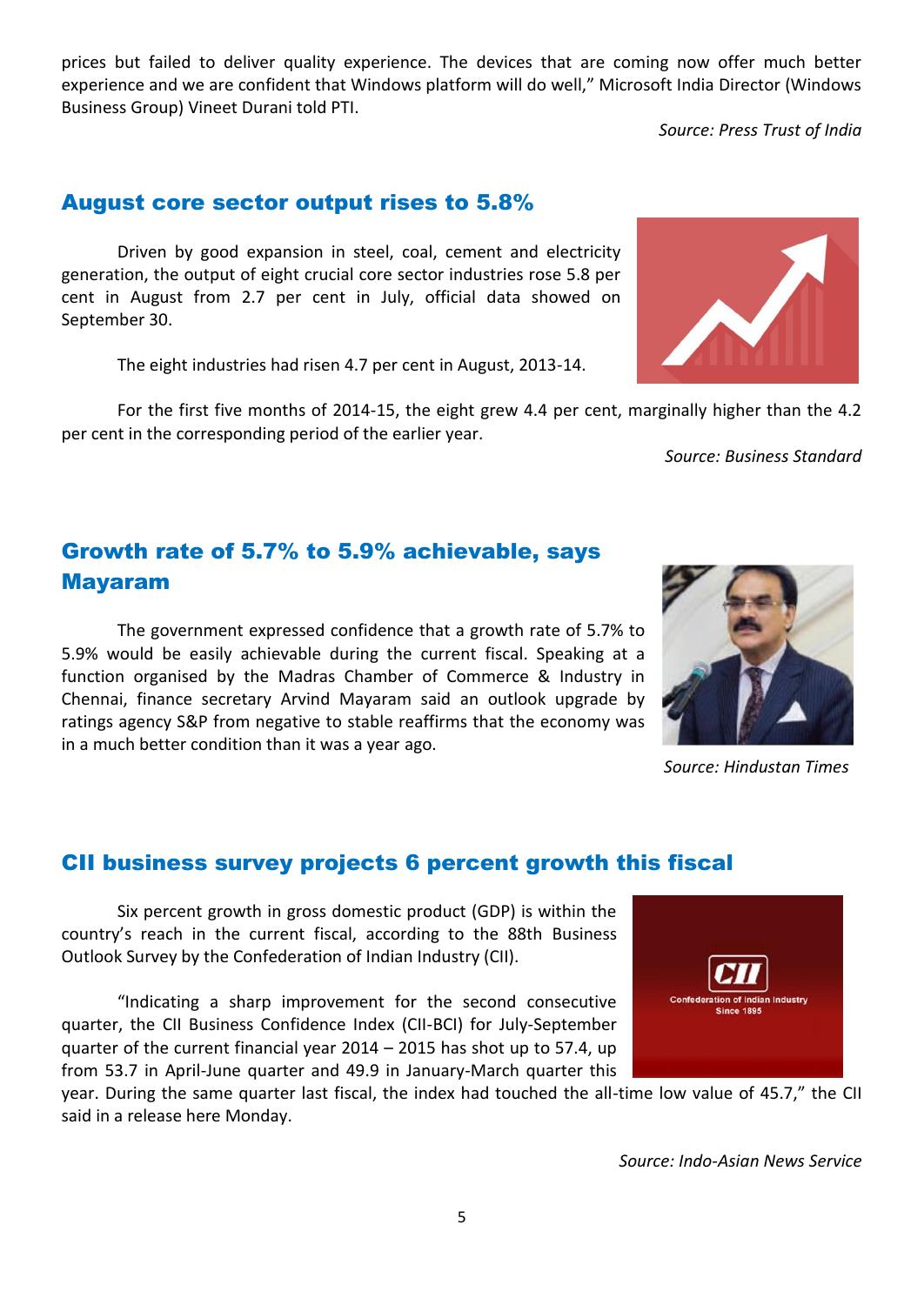prices but failed to deliver quality experience. The devices that are coming now offer much better experience and we are confident that Windows platform will do well," Microsoft India Director (Windows Business Group) Vineet Durani told PTI.

*Source: Press Trust of India*

## August core sector output rises to 5.8%

Driven by good expansion in steel, coal, cement and electricity generation, the output of eight crucial core sector industries rose 5.8 per cent in August from 2.7 per cent in July, official data showed on September 30.

The eight industries had risen 4.7 per cent in August, 2013-14.

For the first five months of 2014-15, the eight grew 4.4 per cent, marginally higher than the 4.2 per cent in the corresponding period of the earlier year.

*Source: Business Standard*

## Growth rate of 5.7% to 5.9% achievable, says Mayaram

The government expressed confidence that a growth rate of 5.7% to 5.9% would be easily achievable during the current fiscal. Speaking at a function organised by the Madras Chamber of Commerce & Industry in Chennai, finance secretary Arvind Mayaram said an outlook upgrade by ratings agency S&P from negative to stable reaffirms that the economy was in a much better condition than it was a year ago.

*Source: Hindustan Times*

## CII business survey projects 6 percent growth this fiscal

Six percent growth in gross domestic product (GDP) is within the country's reach in the current fiscal, according to the 88th Business Outlook Survey by the Confederation of Indian Industry (CII).

"Indicating a sharp improvement for the second consecutive quarter, the CII Business Confidence Index (CII-BCI) for July-September quarter of the current financial year 2014 – 2015 has shot up to 57.4, up from 53.7 in April-June quarter and 49.9 in January-March quarter this year. During the same quarter last fiscal, the index had touched the all-time low value of 45.7," the CII said in a release here Monday.

*Source: Indo-Asian News Service*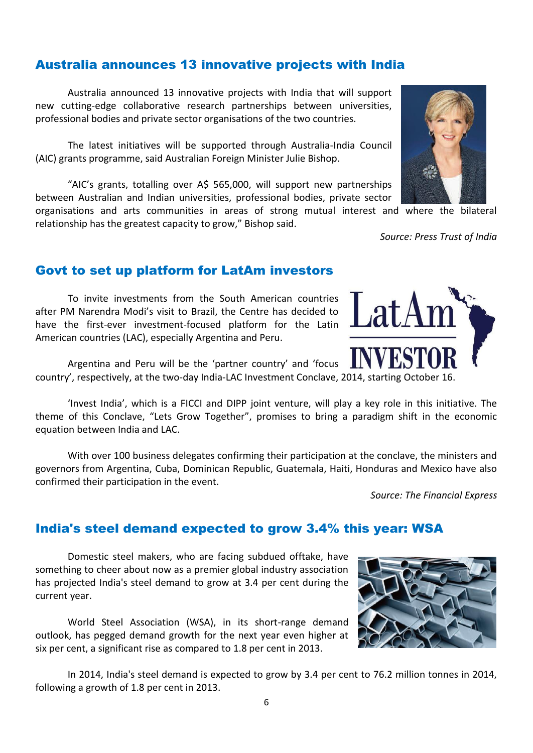## Australia announces 13 innovative projects with India

Australia announced 13 innovative projects with India that will support new cutting-edge collaborative research partnerships between universities, professional bodies and private sector organisations of the two countries.

The latest initiatives will be supported through Australia-India Council (AIC) grants programme, said Australian Foreign Minister Julie Bishop.

"AIC's grants, totalling over A$ 565,000, will support new partnerships between Australian and Indian universities, professional bodies, private sector organisations and arts communities in areas of strong mutual interest and where the bilateral relationship has the greatest capacity to grow," Bishop said.

*Source: Press Trust of India*

## Govt to set up platform for LatAm investors

To invite investments from the South American countries after PM Narendra Modi's visit to Brazil, the Centre has decided to have the first-ever investment-focused platform for the Latin American countries (LAC), especially Argentina and Peru.

Argentina and Peru will be the 'partner country' and 'focus country', respectively, at the two-day India-LAC Investment Conclave, 2014, starting October 16.

'Invest India', which is a FICCI and DIPP joint venture, will play a key role in this initiative. The theme of this Conclave, "Lets Grow Together", promises to bring a paradigm shift in the economic equation between India and LAC.

With over 100 business delegates confirming their participation at the conclave, the ministers and governors from Argentina, Cuba, Dominican Republic, Guatemala, Haiti, Honduras and Mexico have also confirmed their participation in the event.

*Source: The Financial Express*

## India's steel demand expected to grow 3.4% this year: WSA

Domestic steel makers, who are facing subdued offtake, have something to cheer about now as a premier global industry association has projected India's steel demand to grow at 3.4 per cent during the current year.

World Steel Association (WSA), in its short-range demand outlook, has pegged demand growth for the next year even higher at six per cent, a significant rise as compared to 1.8 per cent in 2013.

In 2014, India's steel demand is expected to grow by 3.4 per cent to 76.2 million tonnes in 2014, following a growth of 1.8 per cent in 2013.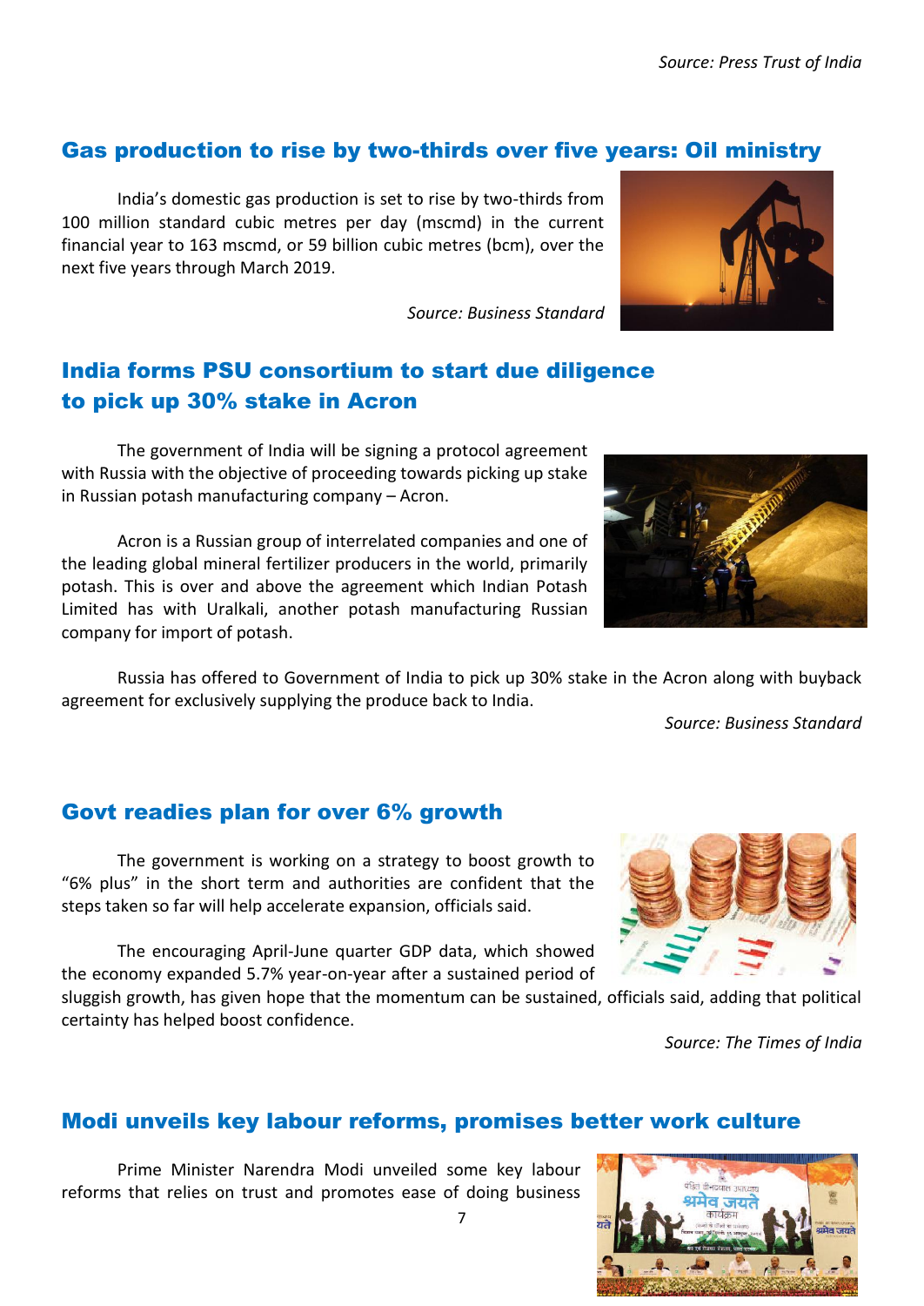*Source: Press Trust of India*

## Gas production to rise by two-thirds over five years: Oil ministry

India's domestic gas production is set to rise by two-thirds from 100 million standard cubic metres per day (mscmd) in the current financial year to 163 mscmd, or 59 billion cubic metres (bcm), over the next five years through March 2019.

*Source: Business Standard*

## India forms PSU consortium to start due diligence to pick up 30% stake in Acron

The government of India will be signing a protocol agreement with Russia with the objective of proceeding towards picking up stake in Russian potash manufacturing company – Acron.

Acron is a Russian group of interrelated companies and one of the leading global mineral fertilizer producers in the world, primarily potash. This is over and above the agreement which Indian Potash Limited has with Uralkali, another potash manufacturing Russian company for import of potash.

Russia has offered to Government of India to pick up 30% stake in the Acron along with buyback agreement for exclusively supplying the produce back to India.

*Source: Business Standard*

## Govt readies plan for over 6% growth

The government is working on a strategy to boost growth to "6% plus" in the short term and authorities are confident that the steps taken so far will help accelerate expansion, officials said.

The encouraging April-June quarter GDP data, which showed the economy expanded 5.7% year-on-year after a sustained period of sluggish growth, has given hope that the momentum can be sustained, officials said, adding that political certainty has helped boost confidence.

*Source: The Times of India*

## Modi unveils key labour reforms, promises better work culture

Prime Minister Narendra Modi unveiled some key labour reforms that relies on trust and promotes ease of doing business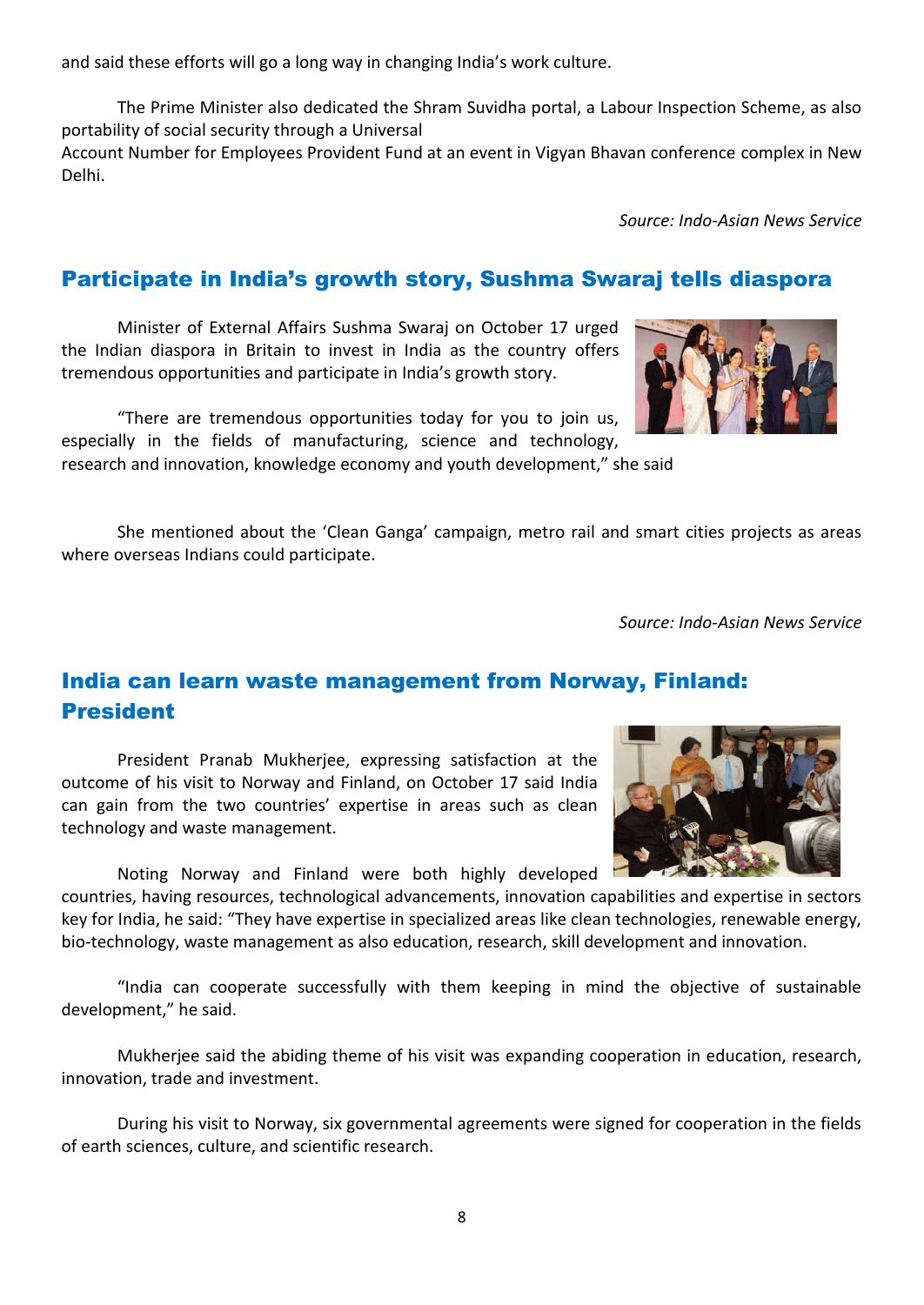and said these efforts will go a long way in changing India's work culture.

The Prime Minister also dedicated the Shram Suvidha portal, a Labour Inspection Scheme, as also portability of social security through a Universal Account Number for Employees Provident Fund at an event in Vigyan Bhavan conference complex in New Delhi.

*Source: Indo-Asian News Service*

## Participate in India's growth story, Sushma Swaraj tells diaspora

Minister of External Affairs Sushma Swaraj on October 17 urged the Indian diaspora in Britain to invest in India as the country offers tremendous opportunities and participate in India's growth story.

"There are tremendous opportunities today for you to join us, especially in the fields of manufacturing, science and technology, research and innovation, knowledge economy and youth development," she said

She mentioned about the 'Clean Ganga' campaign, metro rail and smart cities projects as areas where overseas Indians could participate.

*Source: Indo-Asian News Service*

## India can learn waste management from Norway, Finland: President

President Pranab Mukherjee, expressing satisfaction at the outcome of his visit to Norway and Finland, on October 17 said India can gain from the two countries' expertise in areas such as clean technology and waste management.

Noting Norway and Finland were both highly developed countries, having resources, technological advancements, innovation capabilities and expertise in sectors key for India, he said: "They have expertise in specialized areas like clean technologies, renewable energy, bio-technology, waste management as also education, research, skill development and innovation.

"India can cooperate successfully with them keeping in mind the objective of sustainable development," he said.

Mukherjee said the abiding theme of his visit was expanding cooperation in education, research, innovation, trade and investment.

During his visit to Norway, six governmental agreements were signed for cooperation in the fields of earth sciences, culture, and scientific research.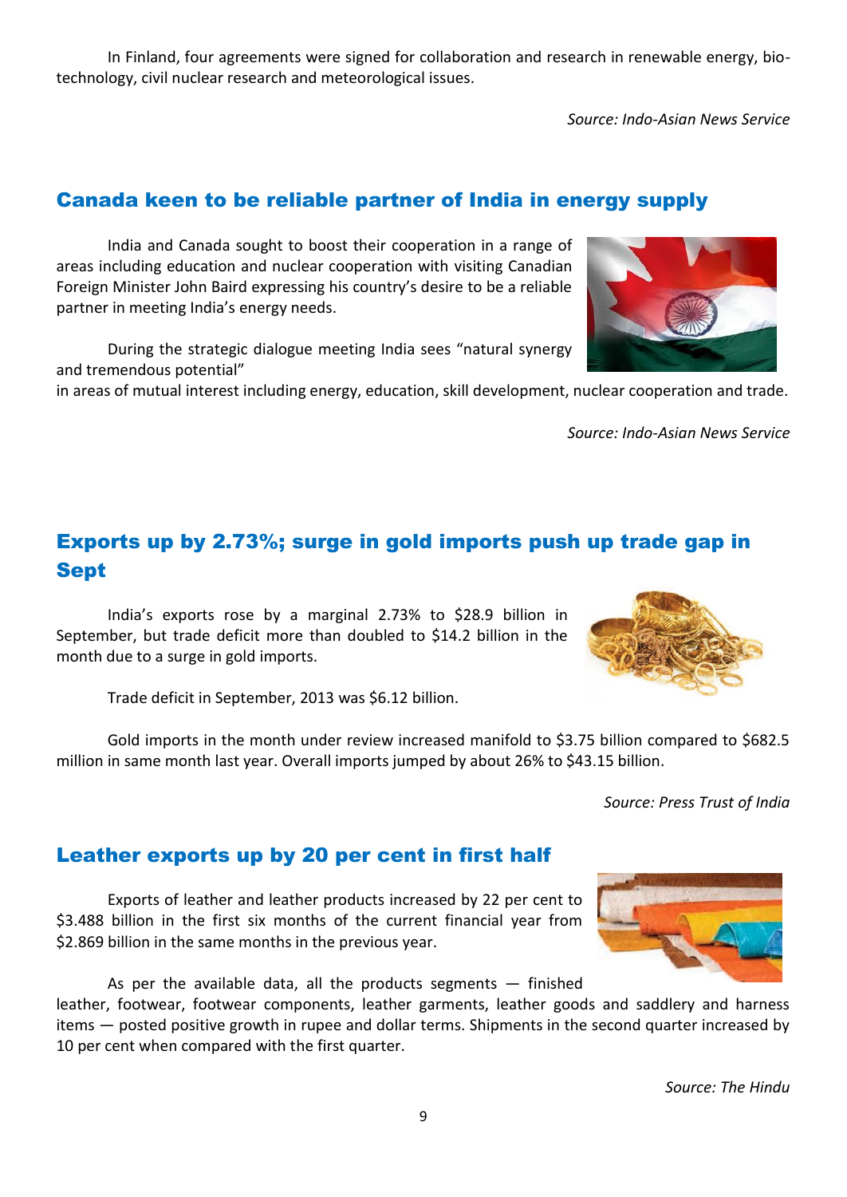In Finland, four agreements were signed for collaboration and research in renewable energy, bio-technology, civil nuclear research and meteorological issues.

*Source: Indo-Asian News Service*

## Canada keen to be reliable partner of India in energy supply

India and Canada sought to boost their cooperation in a range of areas including education and nuclear cooperation with visiting Canadian Foreign Minister John Baird expressing his country's desire to be a reliable partner in meeting India's energy needs.

During the strategic dialogue meeting India sees "natural synergy and tremendous potential" in areas of mutual interest including energy, education, skill development, nuclear cooperation and trade.

*Source: Indo-Asian News Service*

## Exports up by 2.73%; surge in gold imports push up trade gap in Sept

India's exports rose by a marginal 2.73% to $28.9 billion in September, but trade deficit more than doubled to $14.2 billion in the month due to a surge in gold imports.

Trade deficit in September, 2013 was $6.12 billion.

Gold imports in the month under review increased manifold to $3.75 billion compared to $682.5 million in same month last year. Overall imports jumped by about 26% to $43.15 billion.

*Source: Press Trust of India*

## Leather exports up by 20 per cent in first half

Exports of leather and leather products increased by 22 per cent to $3.488 billion in the first six months of the current financial year from $2.869 billion in the same months in the previous year.

As per the available data, all the products segments — finished leather, footwear, footwear components, leather garments, leather goods and saddlery and harness items — posted positive growth in rupee and dollar terms. Shipments in the second quarter increased by 10 per cent when compared with the first quarter.

*Source: The Hindu*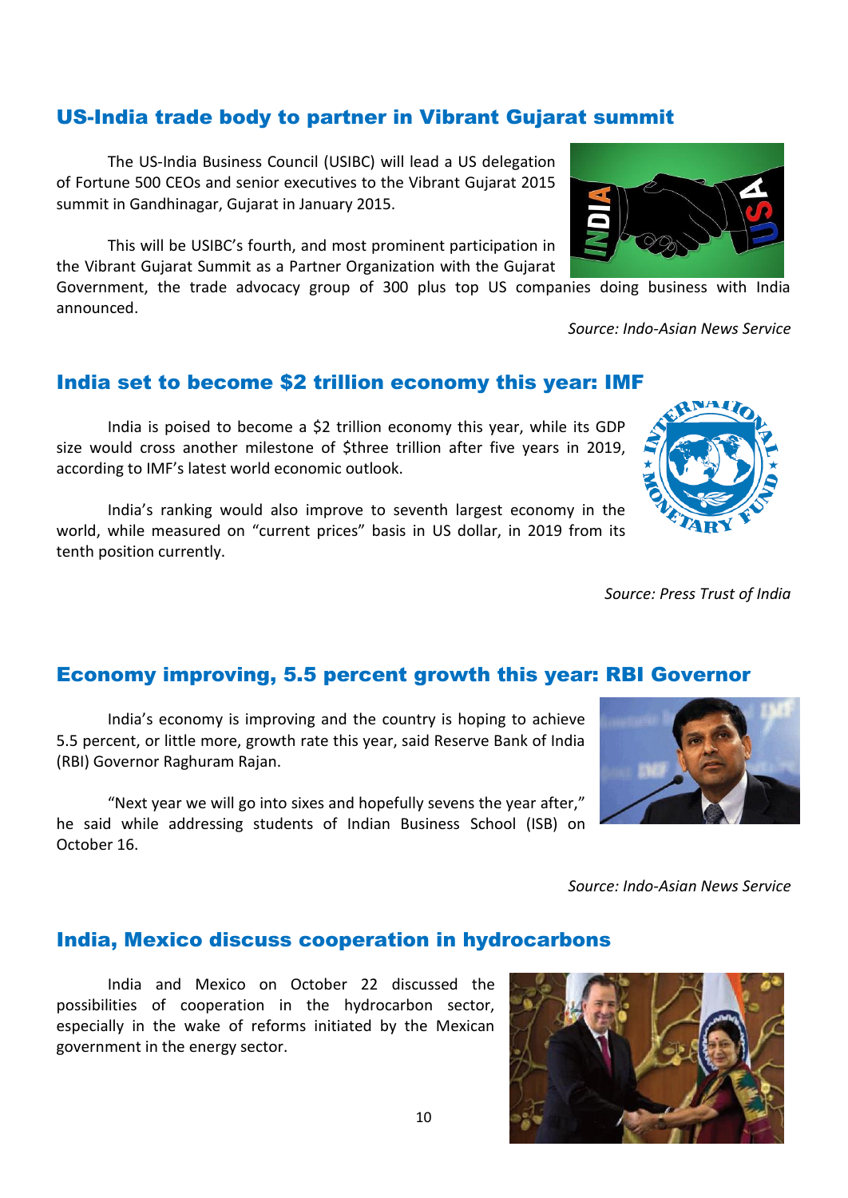## US-India trade body to partner in Vibrant Gujarat summit

The US-India Business Council (USIBC) will lead a US delegation of Fortune 500 CEOs and senior executives to the Vibrant Gujarat 2015 summit in Gandhinagar, Gujarat in January 2015.

This will be USIBC's fourth, and most prominent participation in the Vibrant Gujarat Summit as a Partner Organization with the Gujarat Government, the trade advocacy group of 300 plus top US companies doing business with India announced.

*Source: Indo-Asian News Service*

## India set to become $2 trillion economy this year: IMF

India is poised to become a $2 trillion economy this year, while its GDP size would cross another milestone of $three trillion after five years in 2019, according to IMF's latest world economic outlook.

India's ranking would also improve to seventh largest economy in the world, while measured on "current prices" basis in US dollar, in 2019 from its tenth position currently.

*Source: Press Trust of India*

## Economy improving, 5.5 percent growth this year: RBI Governor

India's economy is improving and the country is hoping to achieve 5.5 percent, or little more, growth rate this year, said Reserve Bank of India (RBI) Governor Raghuram Rajan.

"Next year we will go into sixes and hopefully sevens the year after," he said while addressing students of Indian Business School (ISB) on October 16.

*Source: Indo-Asian News Service*

## India, Mexico discuss cooperation in hydrocarbons

India and Mexico on October 22 discussed the possibilities of cooperation in the hydrocarbon sector, especially in the wake of reforms initiated by the Mexican government in the energy sector.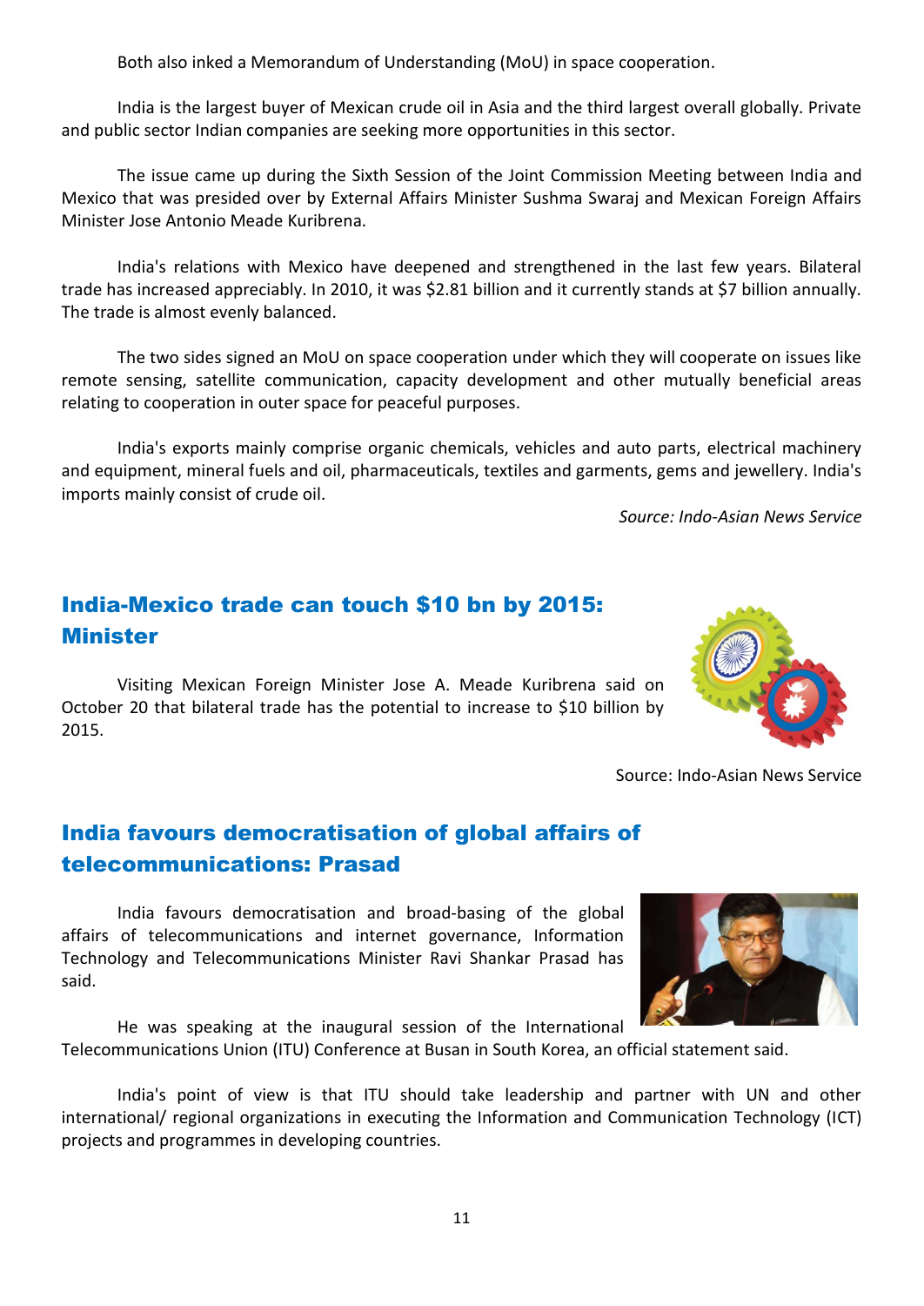Both also inked a Memorandum of Understanding (MoU) in space cooperation.

India is the largest buyer of Mexican crude oil in Asia and the third largest overall globally. Private and public sector Indian companies are seeking more opportunities in this sector.

The issue came up during the Sixth Session of the Joint Commission Meeting between India and Mexico that was presided over by External Affairs Minister Sushma Swaraj and Mexican Foreign Affairs Minister Jose Antonio Meade Kuribrena.

India's relations with Mexico have deepened and strengthened in the last few years. Bilateral trade has increased appreciably. In 2010, it was $2.81 billion and it currently stands at $7 billion annually. The trade is almost evenly balanced.

The two sides signed an MoU on space cooperation under which they will cooperate on issues like remote sensing, satellite communication, capacity development and other mutually beneficial areas relating to cooperation in outer space for peaceful purposes.

India's exports mainly comprise organic chemicals, vehicles and auto parts, electrical machinery and equipment, mineral fuels and oil, pharmaceuticals, textiles and garments, gems and jewellery. India's imports mainly consist of crude oil.

*Source: Indo-Asian News Service*

## India-Mexico trade can touch $10 bn by 2015: Minister

Visiting Mexican Foreign Minister Jose A. Meade Kuribrena said on October 20 that bilateral trade has the potential to increase to $10 billion by 2015.

Source: Indo-Asian News Service

## India favours democratisation of global affairs of telecommunications: Prasad

India favours democratisation and broad-basing of the global affairs of telecommunications and internet governance, Information Technology and Telecommunications Minister Ravi Shankar Prasad has said.

He was speaking at the inaugural session of the International Telecommunications Union (ITU) Conference at Busan in South Korea, an official statement said.

India's point of view is that ITU should take leadership and partner with UN and other international/ regional organizations in executing the Information and Communication Technology (ICT) projects and programmes in developing countries.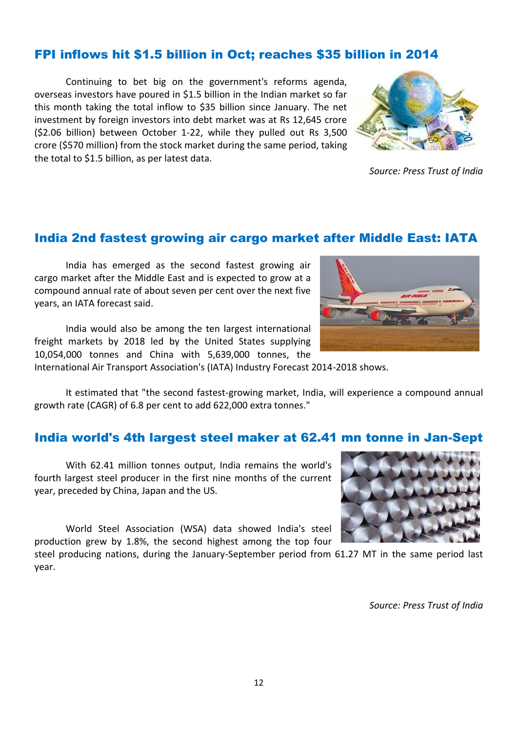## FPI inflows hit $1.5 billion in Oct; reaches $35 billion in 2014

Continuing to bet big on the government's reforms agenda, overseas investors have poured in $1.5 billion in the Indian market so far this month taking the total inflow to $35 billion since January. The net investment by foreign investors into debt market was at Rs 12,645 crore ($2.06 billion) between October 1-22, while they pulled out Rs 3,500 crore ($570 million) from the stock market during the same period, taking the total to $1.5 billion, as per latest data.

*Source: Press Trust of India*

## India 2nd fastest growing air cargo market after Middle East: IATA

India has emerged as the second fastest growing air cargo market after the Middle East and is expected to grow at a compound annual rate of about seven per cent over the next five years, an IATA forecast said.

India would also be among the ten largest international freight markets by 2018 led by the United States supplying 10,054,000 tonnes and China with 5,639,000 tonnes, the International Air Transport Association's (IATA) Industry Forecast 2014-2018 shows.

It estimated that "the second fastest-growing market, India, will experience a compound annual growth rate (CAGR) of 6.8 per cent to add 622,000 extra tonnes."

## India world's 4th largest steel maker at 62.41 mn tonne in Jan-Sept

With 62.41 million tonnes output, India remains the world's fourth largest steel producer in the first nine months of the current year, preceded by China, Japan and the US.

World Steel Association (WSA) data showed India's steel production grew by 1.8%, the second highest among the top four steel producing nations, during the January-September period from 61.27 MT in the same period last year.

*Source: Press Trust of India*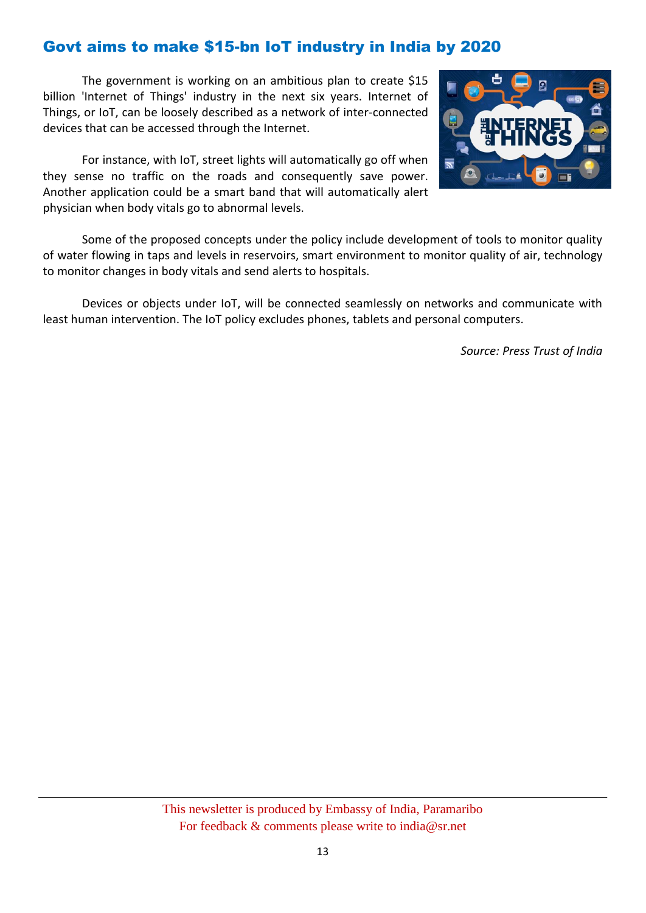## Govt aims to make $15-bn IoT industry in India by 2020

The government is working on an ambitious plan to create $15 billion 'Internet of Things' industry in the next six years. Internet of Things, or IoT, can be loosely described as a network of inter-connected devices that can be accessed through the Internet.

For instance, with IoT, street lights will automatically go off when they sense no traffic on the roads and consequently save power. Another application could be a smart band that will automatically alert physician when body vitals go to abnormal levels.

Some of the proposed concepts under the policy include development of tools to monitor quality of water flowing in taps and levels in reservoirs, smart environment to monitor quality of air, technology to monitor changes in body vitals and send alerts to hospitals.

Devices or objects under IoT, will be connected seamlessly on networks and communicate with least human intervention. The IoT policy excludes phones, tablets and personal computers.

*Source: Press Trust of India*

This newsletter is produced by Embassy of India, Paramaribo
For feedback & comments please write to india@sr.net